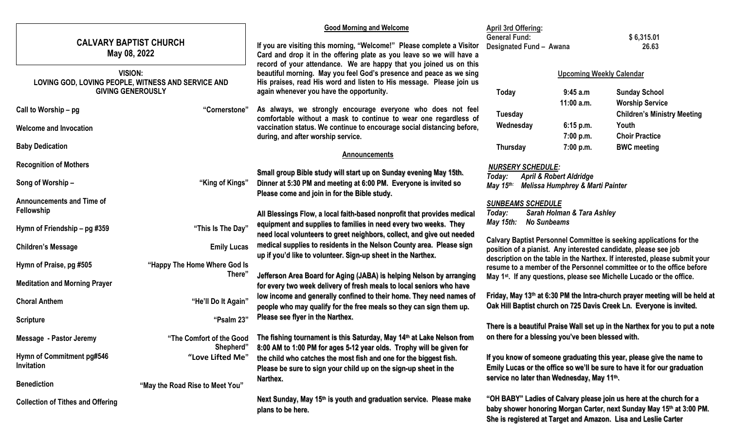# CALVARY BAPTIST CHURCH

**May 08, 2022**

**VISION:**
**LOVING GOD, LOVING PEOPLE, WITNESS AND SERVICE AND GIVING GENEROUSLY**

| | |
|---|---|
| **Call to Worship – pg** | **"Cornerstone"** |
| **Welcome and Invocation** | |
| **Baby Dedication** | |
| **Recognition of Mothers** | |
| **Song of Worship –** | **"King of Kings"** |
| **Announcements and Time of Fellowship** | |
| **Hymn of Friendship – pg #359** | **"This Is The Day"** |
| **Children's Message** | **Emily Lucas** |
| **Hymn of Praise, pg #505** | **"Happy The Home Where God Is There"** |
| **Meditation and Morning Prayer** | |
| **Choral Anthem** | **"He'll Do It Again"** |
| **Scripture** | **"Psalm 23"** |
| **Message - Pastor Jeremy** | **"The Comfort of the Good Shepherd"** |
| **Hymn of Commitment pg#546 Invitation** | **"Love Lifted Me"** |
| **Benediction** | **"May the Road Rise to Meet You"** |
| **Collection of Tithes and Offering** | |

## Good Morning and Welcome

**If you are visiting this morning, "Welcome!" Please complete a Visitor Card and drop it in the offering plate as you leave so we will have a record of your attendance. We are happy that you joined us on this beautiful morning. May you feel God's presence and peace as we sing His praises, read His word and listen to His message. Please join us again whenever you have the opportunity.**

**As always, we strongly encourage everyone who does not feel comfortable without a mask to continue to wear one regardless of vaccination status. We continue to encourage social distancing before, during, and after worship service.**

## Announcements

**Small group Bible study will start up on Sunday evening May 15th. Dinner at 5:30 PM and meeting at 6:00 PM. Everyone is invited so Please come and join in for the Bible study.**

**All Blessings Flow, a local faith-based nonprofit that provides medical equipment and supplies to families in need every two weeks. They need local volunteers to greet neighbors, collect, and give out needed medical supplies to residents in the Nelson County area. Please sign up if you'd like to volunteer. Sign-up sheet in the Narthex.**

**Jefferson Area Board for Aging (JABA) is helping Nelson by arranging for every two week delivery of fresh meals to local seniors who have low income and generally confined to their home. They need names of people who may qualify for the free meals so they can sign them up. Please see flyer in the Narthex.**

**The fishing tournament is this Saturday, May 14th at Lake Nelson from 8:00 AM to 1:00 PM for ages 5-12 year olds. Trophy will be given for the child who catches the most fish and one for the biggest fish. Please be sure to sign your child up on the sign-up sheet in the Narthex.**

**Next Sunday, May 15th is youth and graduation service. Please make plans to be here.**

**April 3rd Offering:**

| | |
|---|---|
| **General Fund:** | **$ 6,315.01** |
| **Designated Fund – Awana** | **26.63** |

## Upcoming Weekly Calendar

| | | |
|---|---|---|
| **Today** | **9:45 a.m** | **Sunday School** |
| | **11:00 a.m.** | **Worship Service** |
| **Tuesday** | | **Children's Ministry Meeting** |
| **Wednesday** | **6:15 p.m.** | **Youth** |
| | **7:00 p.m.** | **Choir Practice** |
| **Thursday** | **7:00 p.m.** | **BWC meeting** |

***NURSERY SCHEDULE:***

***Today:*** ***April & Robert Aldridge***
***May 15th:*** ***Melissa Humphrey & Marti Painter***

***SUNBEAMS SCHEDULE***

***Today:*** ***Sarah Holman & Tara Ashley***
***May 15th:*** ***No Sunbeams***

**Calvary Baptist Personnel Committee is seeking applications for the position of a pianist. Any interested candidate, please see job description on the table in the Narthex. If interested, please submit your resume to a member of the Personnel committee or to the office before May 1st. If any questions, please see Michelle Lucado or the office.**

**Friday, May 13th at 6:30 PM the Intra-church prayer meeting will be held at Oak Hill Baptist church on 725 Davis Creek Ln. Everyone is invited.**

**There is a beautiful Praise Wall set up in the Narthex for you to put a note on there for a blessing you've been blessed with.**

**If you know of someone graduating this year, please give the name to Emily Lucas or the office so we'll be sure to have it for our graduation service no later than Wednesday, May 11th.**

**"OH BABY" Ladies of Calvary please join us here at the church for a baby shower honoring Morgan Carter, next Sunday May 15th at 3:00 PM. She is registered at Target and Amazon. Lisa and Leslie Carter**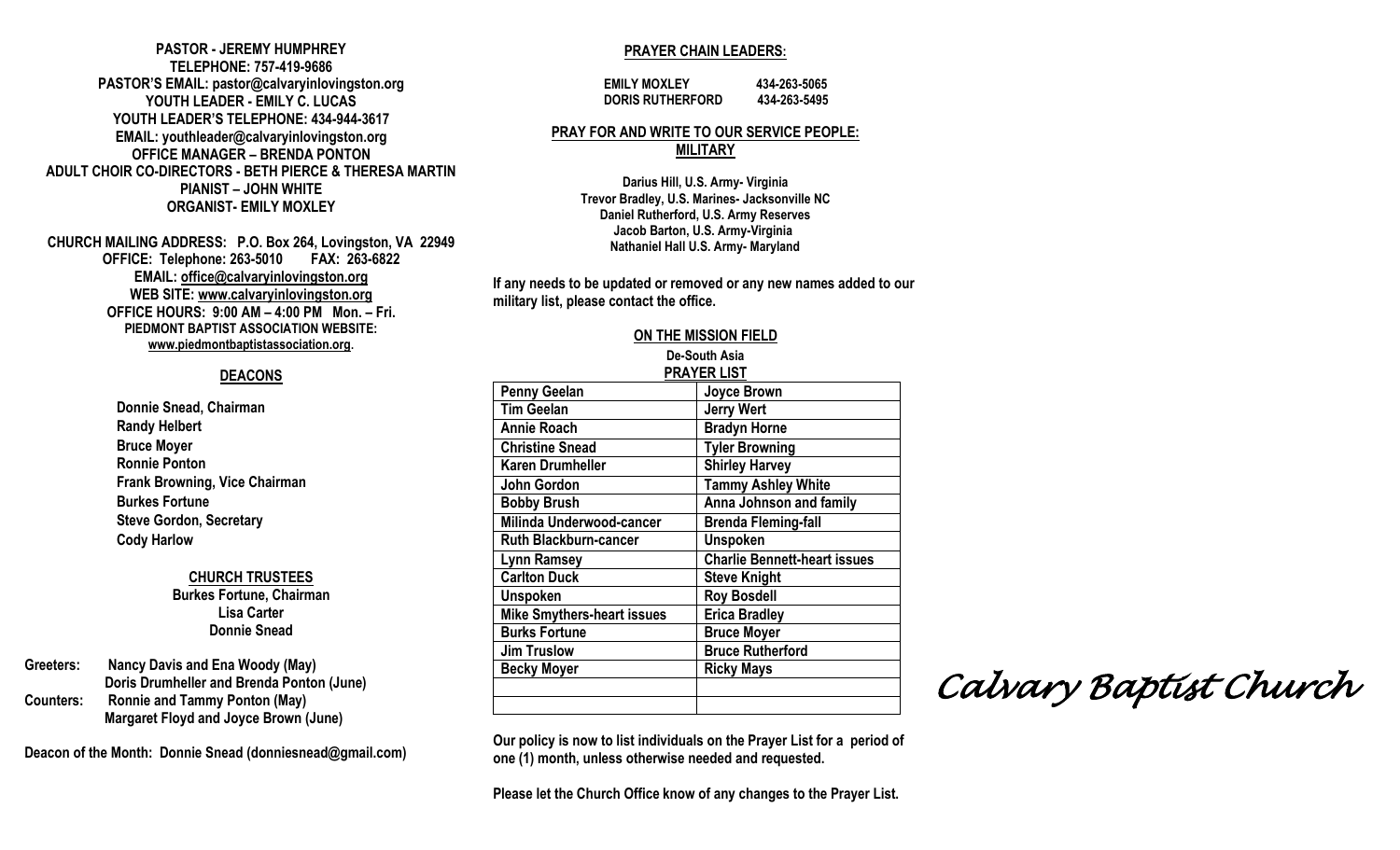**PASTOR - JEREMY HUMPHREY**
**TELEPHONE: 757-419-9686**
**PASTOR'S EMAIL: pastor@calvaryinlovingston.org**
**YOUTH LEADER - EMILY C. LUCAS**
**YOUTH LEADER'S TELEPHONE: 434-944-3617**
**EMAIL: youthleader@calvaryinlovingston.org**
**OFFICE MANAGER – BRENDA PONTON**
**ADULT CHOIR CO-DIRECTORS - BETH PIERCE & THERESA MARTIN**
**PIANIST – JOHN WHITE**
**ORGANIST- EMILY MOXLEY**

**CHURCH MAILING ADDRESS: P.O. Box 264, Lovingston, VA 22949**
**OFFICE: Telephone: 263-5010 FAX: 263-6822**
**EMAIL: office@calvaryinlovingston.org**
**WEB SITE: www.calvaryinlovingston.org**
**OFFICE HOURS: 9:00 AM – 4:00 PM Mon. – Fri.**
**PIEDMONT BAPTIST ASSOCIATION WEBSITE:**
**www.piedmontbaptistassociation.org.**

## DEACONS

- Donnie Snead, Chairman
- Randy Helbert
- Bruce Moyer
- Ronnie Ponton
- Frank Browning, Vice Chairman
- Burkes Fortune
- Steve Gordon, Secretary
- Cody Harlow

## CHURCH TRUSTEES

Burkes Fortune, Chairman
Lisa Carter
Donnie Snead

**Greeters:** Nancy Davis and Ena Woody (May)
Doris Drumheller and Brenda Ponton (June)
**Counters:** Ronnie and Tammy Ponton (May)
Margaret Floyd and Joyce Brown (June)

**Deacon of the Month: Donnie Snead (donniesnead@gmail.com)**

## PRAYER CHAIN LEADERS:

EMILY MOXLEY 434-263-5065
DORIS RUTHERFORD 434-263-5495

## PRAY FOR AND WRITE TO OUR SERVICE PEOPLE:
## MILITARY

Darius Hill, U.S. Army- Virginia
Trevor Bradley, U.S. Marines- Jacksonville NC
Daniel Rutherford, U.S. Army Reserves
Jacob Barton, U.S. Army-Virginia
Nathaniel Hall U.S. Army- Maryland

**If any needs to be updated or removed or any new names added to our military list, please contact the office.**

## ON THE MISSION FIELD

De-South Asia

## PRAYER LIST

| | |
|---|---|
| Penny Geelan | Joyce Brown |
| Tim Geelan | Jerry Wert |
| Annie Roach | Bradyn Horne |
| Christine Snead | Tyler Browning |
| Karen Drumheller | Shirley Harvey |
| John Gordon | Tammy Ashley White |
| Bobby Brush | Anna Johnson and family |
| Milinda Underwood-cancer | Brenda Fleming-fall |
| Ruth Blackburn-cancer | Unspoken |
| Lynn Ramsey | Charlie Bennett-heart issues |
| Carlton Duck | Steve Knight |
| Unspoken | Roy Bosdell |
| Mike Smythers-heart issues | Erica Bradley |
| Burks Fortune | Bruce Moyer |
| Jim Truslow | Bruce Rutherford |
| Becky Moyer | Ricky Mays |
| | |
| | |

**Our policy is now to list individuals on the Prayer List for a period of one (1) month, unless otherwise needed and requested.**

**Please let the Church Office know of any changes to the Prayer List.**

# *Calvary Baptist Church*